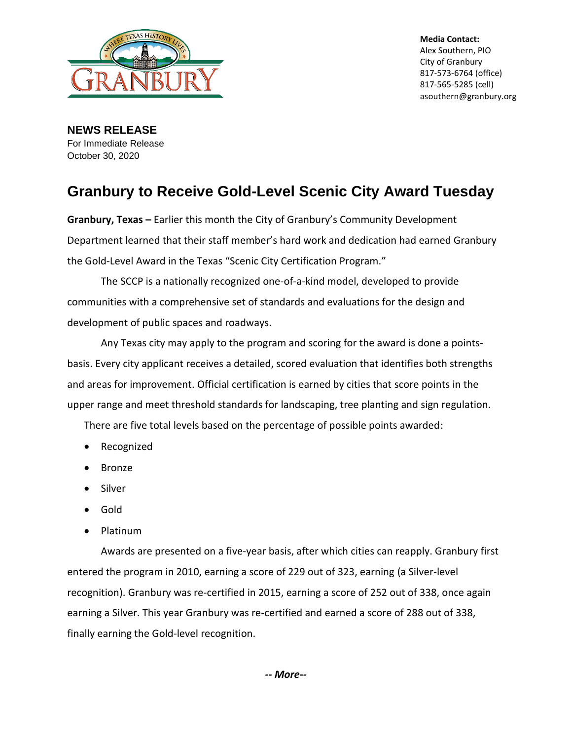**Media Contact:**
Alex Southern, PIO
City of Granbury
817-573-6764 (office)
817-565-5285 (cell)
asouthern@granbury.org

**NEWS RELEASE**
For Immediate Release
October 30, 2020

# Granbury to Receive Gold-Level Scenic City Award Tuesday

**Granbury, Texas –** Earlier this month the City of Granbury's Community Development Department learned that their staff member's hard work and dedication had earned Granbury the Gold-Level Award in the Texas "Scenic City Certification Program."

The SCCP is a nationally recognized one-of-a-kind model, developed to provide communities with a comprehensive set of standards and evaluations for the design and development of public spaces and roadways.

Any Texas city may apply to the program and scoring for the award is done a points-basis. Every city applicant receives a detailed, scored evaluation that identifies both strengths and areas for improvement. Official certification is earned by cities that score points in the upper range and meet threshold standards for landscaping, tree planting and sign regulation.

There are five total levels based on the percentage of possible points awarded:

- Recognized
- Bronze
- Silver
- Gold
- Platinum

Awards are presented on a five-year basis, after which cities can reapply. Granbury first entered the program in 2010, earning a score of 229 out of 323, earning (a Silver-level recognition). Granbury was re-certified in 2015, earning a score of 252 out of 338, once again earning a Silver. This year Granbury was re-certified and earned a score of 288 out of 338, finally earning the Gold-level recognition.

***-- More--***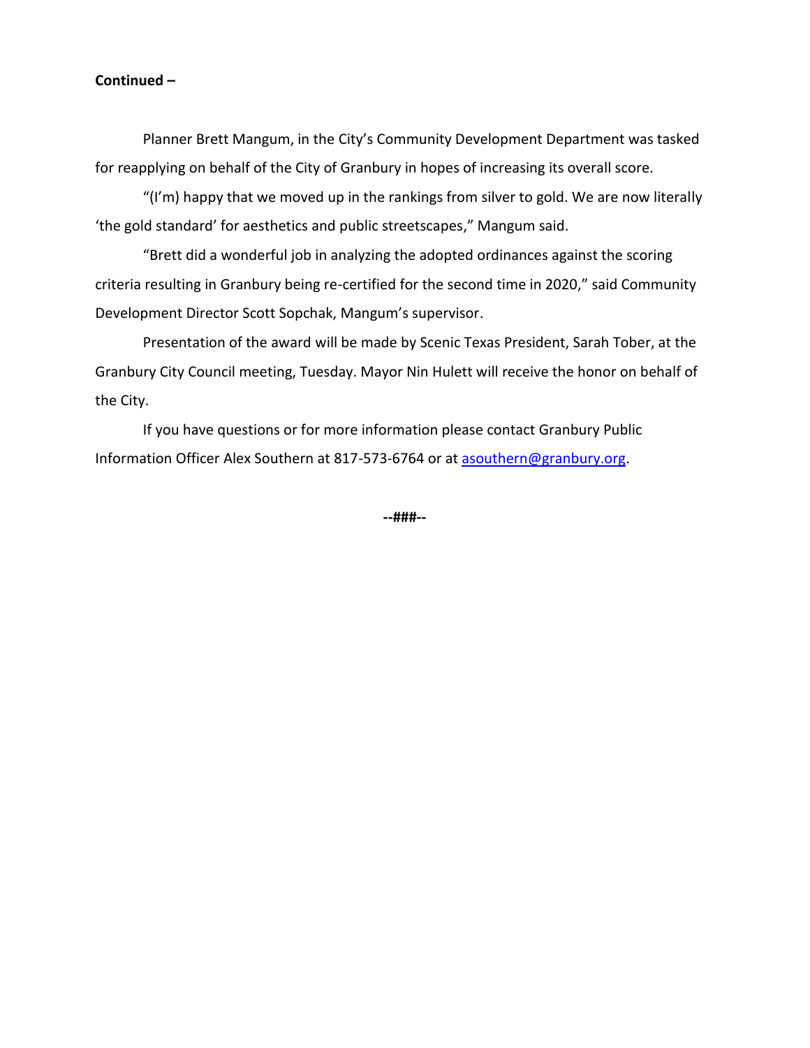**Continued –**

Planner Brett Mangum, in the City's Community Development Department was tasked for reapplying on behalf of the City of Granbury in hopes of increasing its overall score.

"(I'm) happy that we moved up in the rankings from silver to gold. We are now literally 'the gold standard' for aesthetics and public streetscapes," Mangum said.

"Brett did a wonderful job in analyzing the adopted ordinances against the scoring criteria resulting in Granbury being re-certified for the second time in 2020," said Community Development Director Scott Sopchak, Mangum's supervisor.

Presentation of the award will be made by Scenic Texas President, Sarah Tober, at the Granbury City Council meeting, Tuesday. Mayor Nin Hulett will receive the honor on behalf of the City.

If you have questions or for more information please contact Granbury Public Information Officer Alex Southern at 817-573-6764 or at asouthern@granbury.org.

**--###--**